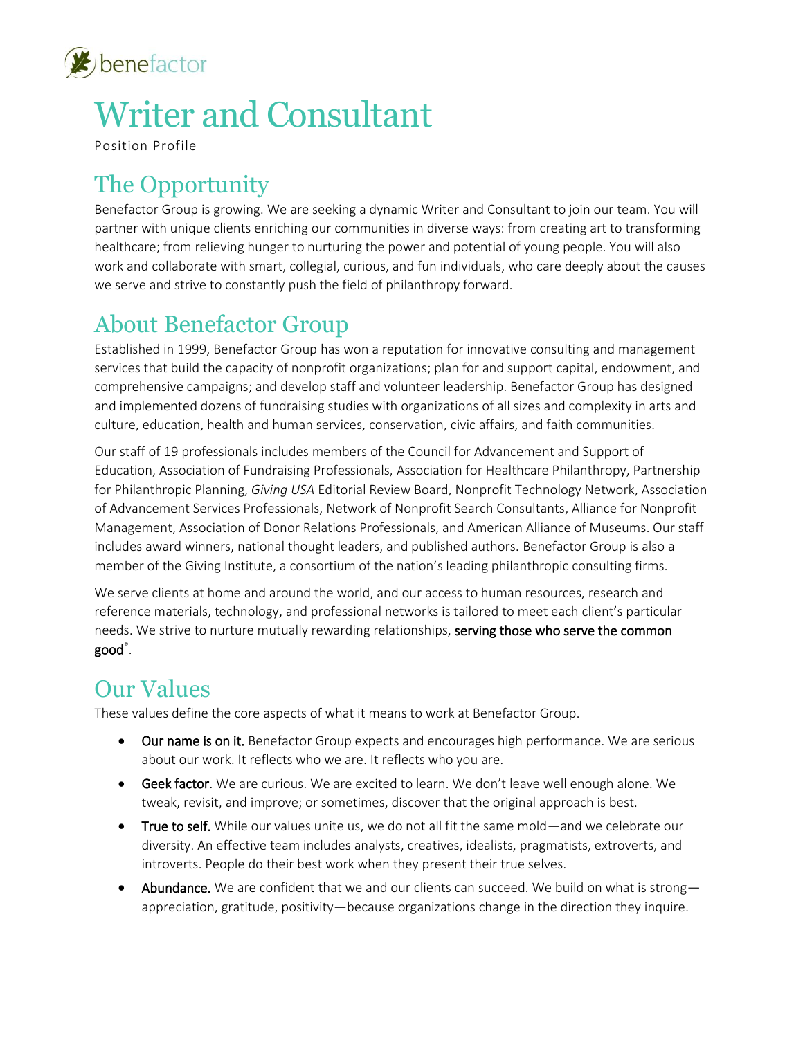benefactor

# Writer and Consultant

Position Profile

## The Opportunity

Benefactor Group is growing. We are seeking a dynamic Writer and Consultant to join our team. You will partner with unique clients enriching our communities in diverse ways: from creating art to transforming healthcare; from relieving hunger to nurturing the power and potential of young people. You will also work and collaborate with smart, collegial, curious, and fun individuals, who care deeply about the causes we serve and strive to constantly push the field of philanthropy forward.

## About Benefactor Group

Established in 1999, Benefactor Group has won a reputation for innovative consulting and management services that build the capacity of nonprofit organizations; plan for and support capital, endowment, and comprehensive campaigns; and develop staff and volunteer leadership. Benefactor Group has designed and implemented dozens of fundraising studies with organizations of all sizes and complexity in arts and culture, education, health and human services, conservation, civic affairs, and faith communities.

Our staff of 19 professionals includes members of the Council for Advancement and Support of Education, Association of Fundraising Professionals, Association for Healthcare Philanthropy, Partnership for Philanthropic Planning, *Giving USA* Editorial Review Board, Nonprofit Technology Network, Association of Advancement Services Professionals, Network of Nonprofit Search Consultants, Alliance for Nonprofit Management, Association of Donor Relations Professionals, and American Alliance of Museums. Our staff includes award winners, national thought leaders, and published authors. Benefactor Group is also a member of the Giving Institute, a consortium of the nation's leading philanthropic consulting firms.

We serve clients at home and around the world, and our access to human resources, research and reference materials, technology, and professional networks is tailored to meet each client's particular needs. We strive to nurture mutually rewarding relationships, **serving those who serve the common good**®.

## Our Values

These values define the core aspects of what it means to work at Benefactor Group.

- **Our name is on it.** Benefactor Group expects and encourages high performance. We are serious about our work. It reflects who we are. It reflects who you are.
- **Geek factor**. We are curious. We are excited to learn. We don't leave well enough alone. We tweak, revisit, and improve; or sometimes, discover that the original approach is best.
- **True to self.** While our values unite us, we do not all fit the same mold—and we celebrate our diversity. An effective team includes analysts, creatives, idealists, pragmatists, extroverts, and introverts. People do their best work when they present their true selves.
- **Abundance.** We are confident that we and our clients can succeed. We build on what is strong—appreciation, gratitude, positivity—because organizations change in the direction they inquire.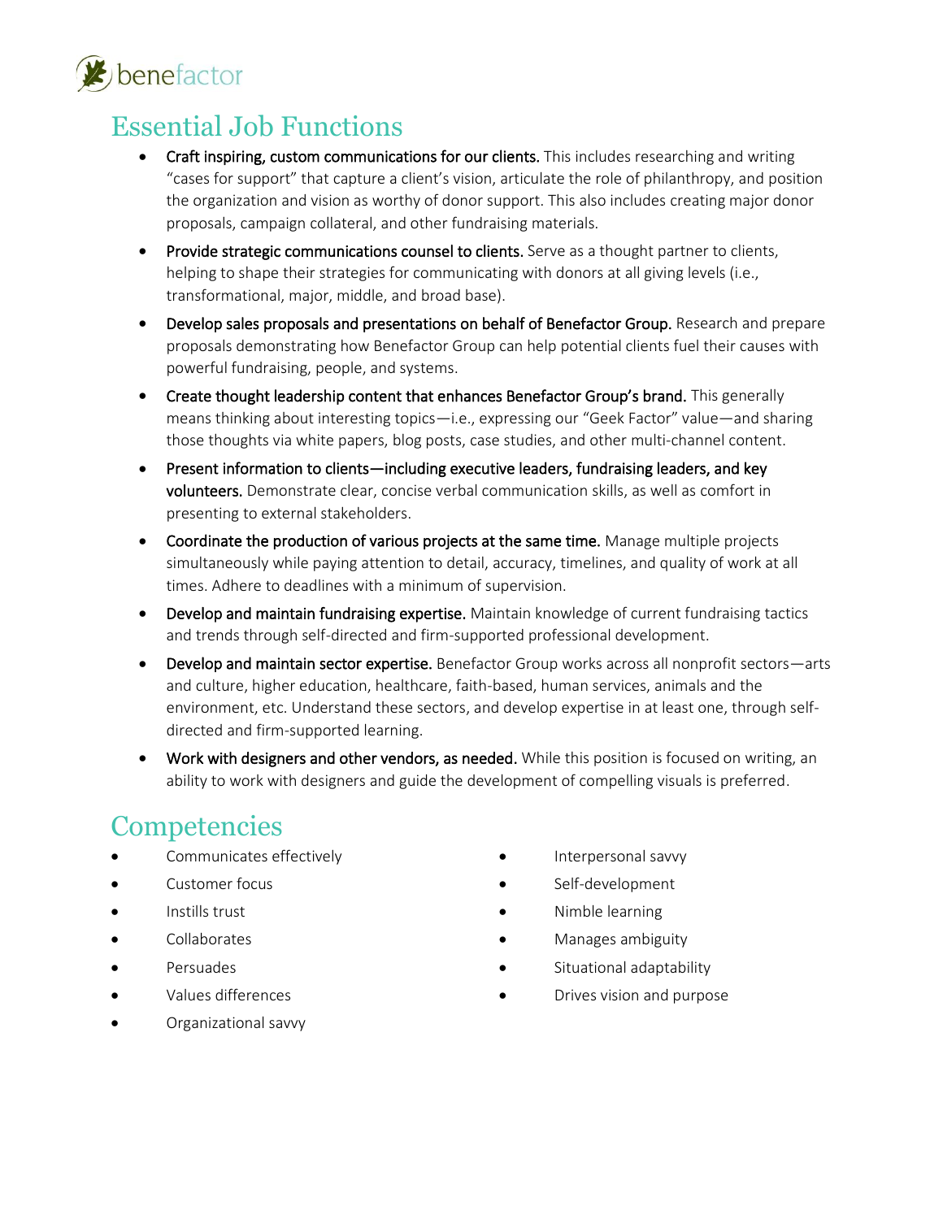## Essential Job Functions

- **Craft inspiring, custom communications for our clients.** This includes researching and writing "cases for support" that capture a client's vision, articulate the role of philanthropy, and position the organization and vision as worthy of donor support. This also includes creating major donor proposals, campaign collateral, and other fundraising materials.
- **Provide strategic communications counsel to clients.** Serve as a thought partner to clients, helping to shape their strategies for communicating with donors at all giving levels (i.e., transformational, major, middle, and broad base).
- **Develop sales proposals and presentations on behalf of Benefactor Group.** Research and prepare proposals demonstrating how Benefactor Group can help potential clients fuel their causes with powerful fundraising, people, and systems.
- **Create thought leadership content that enhances Benefactor Group's brand.** This generally means thinking about interesting topics—i.e., expressing our "Geek Factor" value—and sharing those thoughts via white papers, blog posts, case studies, and other multi-channel content.
- **Present information to clients—including executive leaders, fundraising leaders, and key volunteers.** Demonstrate clear, concise verbal communication skills, as well as comfort in presenting to external stakeholders.
- **Coordinate the production of various projects at the same time.** Manage multiple projects simultaneously while paying attention to detail, accuracy, timelines, and quality of work at all times. Adhere to deadlines with a minimum of supervision.
- **Develop and maintain fundraising expertise.** Maintain knowledge of current fundraising tactics and trends through self-directed and firm-supported professional development.
- **Develop and maintain sector expertise.** Benefactor Group works across all nonprofit sectors—arts and culture, higher education, healthcare, faith-based, human services, animals and the environment, etc. Understand these sectors, and develop expertise in at least one, through self-directed and firm-supported learning.
- **Work with designers and other vendors, as needed.** While this position is focused on writing, an ability to work with designers and guide the development of compelling visuals is preferred.

## Competencies

- Communicates effectively
- Customer focus
- Instills trust
- Collaborates
- Persuades
- Values differences
- Organizational savvy
- Interpersonal savvy
- Self-development
- Nimble learning
- Manages ambiguity
- Situational adaptability
- Drives vision and purpose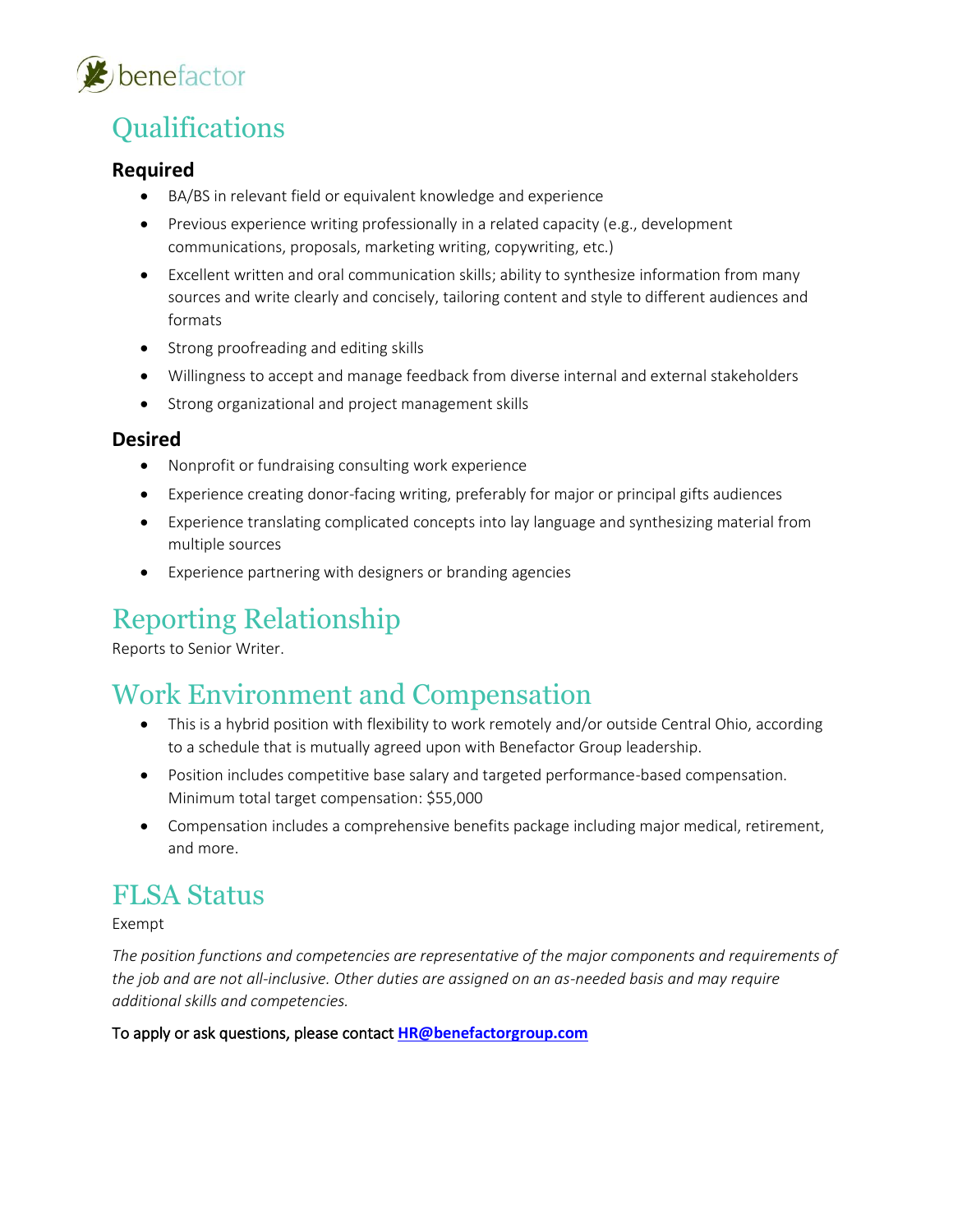# Qualifications

### Required

- BA/BS in relevant field or equivalent knowledge and experience
- Previous experience writing professionally in a related capacity (e.g., development communications, proposals, marketing writing, copywriting, etc.)
- Excellent written and oral communication skills; ability to synthesize information from many sources and write clearly and concisely, tailoring content and style to different audiences and formats
- Strong proofreading and editing skills
- Willingness to accept and manage feedback from diverse internal and external stakeholders
- Strong organizational and project management skills

### Desired

- Nonprofit or fundraising consulting work experience
- Experience creating donor-facing writing, preferably for major or principal gifts audiences
- Experience translating complicated concepts into lay language and synthesizing material from multiple sources
- Experience partnering with designers or branding agencies

# Reporting Relationship

Reports to Senior Writer.

# Work Environment and Compensation

- This is a hybrid position with flexibility to work remotely and/or outside Central Ohio, according to a schedule that is mutually agreed upon with Benefactor Group leadership.
- Position includes competitive base salary and targeted performance-based compensation. Minimum total target compensation: $55,000
- Compensation includes a comprehensive benefits package including major medical, retirement, and more.

# FLSA Status

Exempt

*The position functions and competencies are representative of the major components and requirements of the job and are not all-inclusive. Other duties are assigned on an as-needed basis and may require additional skills and competencies.*

To apply or ask questions, please contact **HR@benefactorgroup.com**